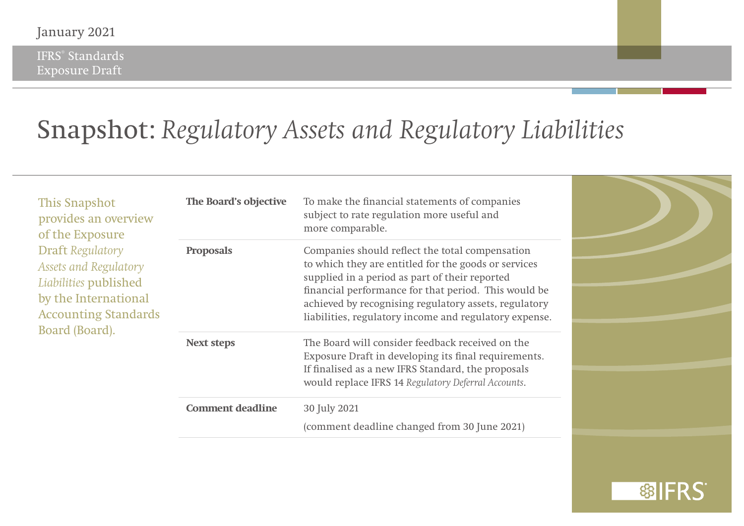January 2021

IFRS® Standards
Exposure Draft

# Snapshot: *Regulatory Assets and Regulatory Liabilities*

This Snapshot provides an overview of the Exposure Draft *Regulatory Assets and Regulatory Liabilities* published by the International Accounting Standards Board (Board).

| | |
|---|---|
| **The Board's objective** | To make the financial statements of companies subject to rate regulation more useful and more comparable. |
| **Proposals** | Companies should reflect the total compensation to which they are entitled for the goods or services supplied in a period as part of their reported financial performance for that period. This would be achieved by recognising regulatory assets, regulatory liabilities, regulatory income and regulatory expense. |
| **Next steps** | The Board will consider feedback received on the Exposure Draft in developing its final requirements. If finalised as a new IFRS Standard, the proposals would replace IFRS 14 *Regulatory Deferral Accounts*. |
| **Comment deadline** | 30 July 2021 (comment deadline changed from 30 June 2021) |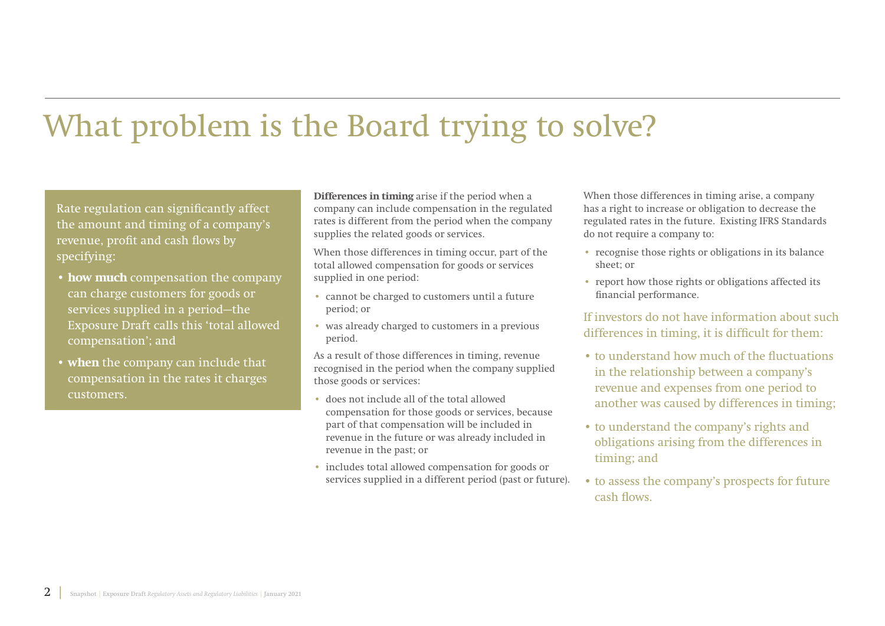# What problem is the Board trying to solve?

Rate regulation can significantly affect the amount and timing of a company's revenue, profit and cash flows by specifying:

- **how much** compensation the company can charge customers for goods or services supplied in a period—the Exposure Draft calls this 'total allowed compensation'; and
- **when** the company can include that compensation in the rates it charges customers.

**Differences in timing** arise if the period when a company can include compensation in the regulated rates is different from the period when the company supplies the related goods or services.

When those differences in timing occur, part of the total allowed compensation for goods or services supplied in one period:

- cannot be charged to customers until a future period; or
- was already charged to customers in a previous period.

As a result of those differences in timing, revenue recognised in the period when the company supplied those goods or services:

- does not include all of the total allowed compensation for those goods or services, because part of that compensation will be included in revenue in the future or was already included in revenue in the past; or
- includes total allowed compensation for goods or services supplied in a different period (past or future).

When those differences in timing arise, a company has a right to increase or obligation to decrease the regulated rates in the future. Existing IFRS Standards do not require a company to:

- recognise those rights or obligations in its balance sheet; or
- report how those rights or obligations affected its financial performance.

If investors do not have information about such differences in timing, it is difficult for them:

- to understand how much of the fluctuations in the relationship between a company's revenue and expenses from one period to another was caused by differences in timing;
- to understand the company's rights and obligations arising from the differences in timing; and
- to assess the company's prospects for future cash flows.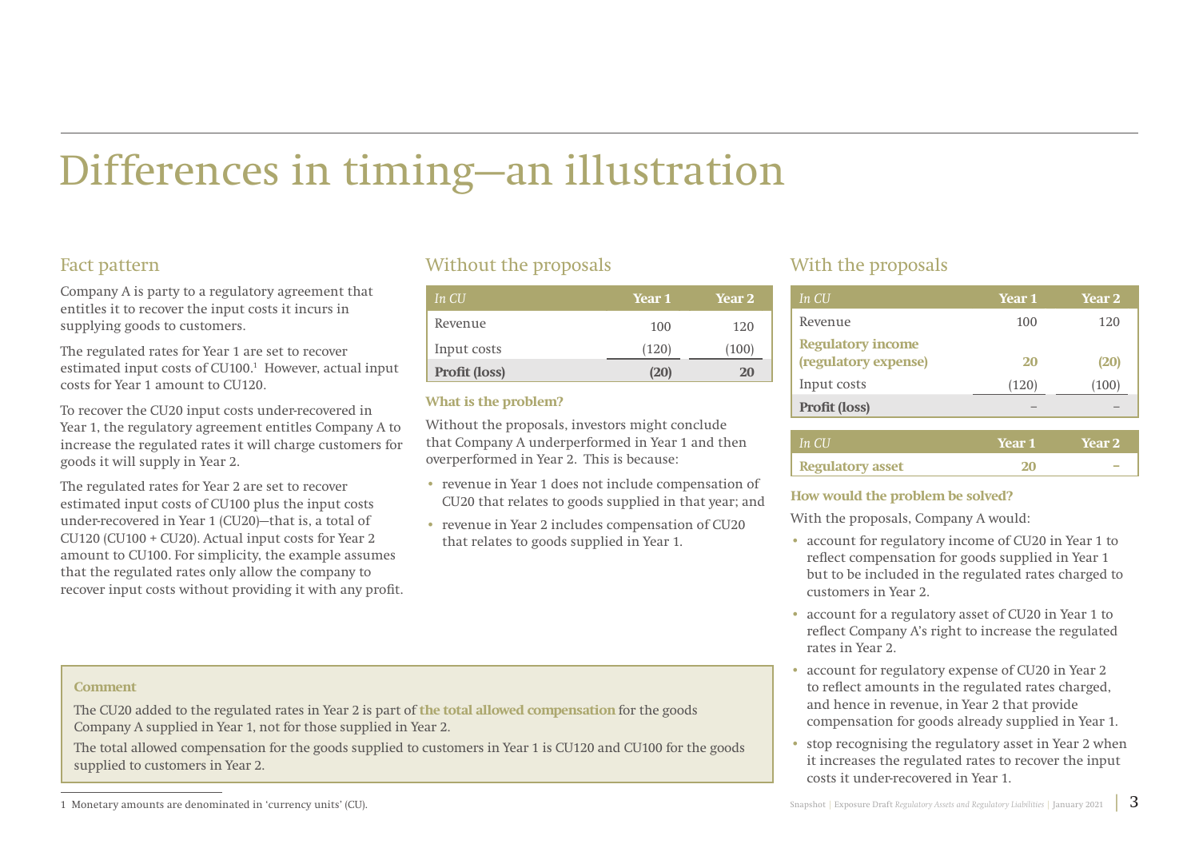# Differences in timing—an illustration

## Fact pattern

Company A is party to a regulatory agreement that entitles it to recover the input costs it incurs in supplying goods to customers.

The regulated rates for Year 1 are set to recover estimated input costs of CU100.[1] However, actual input costs for Year 1 amount to CU120.

To recover the CU20 input costs under-recovered in Year 1, the regulatory agreement entitles Company A to increase the regulated rates it will charge customers for goods it will supply in Year 2.

The regulated rates for Year 2 are set to recover estimated input costs of CU100 plus the input costs under-recovered in Year 1 (CU20)—that is, a total of CU120 (CU100 + CU20). Actual input costs for Year 2 amount to CU100. For simplicity, the example assumes that the regulated rates only allow the company to recover input costs without providing it with any profit.

## Without the proposals

| *In CU* | Year 1 | Year 2 |
|---|---|---|
| Revenue | 100 | 120 |
| Input costs | (120) | (100) |
| **Profit (loss)** | **(20)** | **20** |

**What is the problem?**

Without the proposals, investors might conclude that Company A underperformed in Year 1 and then overperformed in Year 2. This is because:

- revenue in Year 1 does not include compensation of CU20 that relates to goods supplied in that year; and
- revenue in Year 2 includes compensation of CU20 that relates to goods supplied in Year 1.

## With the proposals

| *In CU* | Year 1 | Year 2 |
|---|---|---|
| Revenue | 100 | 120 |
| **Regulatory income (regulatory expense)** | **20** | **(20)** |
| Input costs | (120) | (100) |
| **Profit (loss)** | – | – |

| *In CU* | Year 1 | Year 2 |
|---|---|---|
| **Regulatory asset** | **20** | – |

**How would the problem be solved?**

With the proposals, Company A would:

- account for regulatory income of CU20 in Year 1 to reflect compensation for goods supplied in Year 1 but to be included in the regulated rates charged to customers in Year 2.
- account for a regulatory asset of CU20 in Year 1 to reflect Company A's right to increase the regulated rates in Year 2.
- account for regulatory expense of CU20 in Year 2 to reflect amounts in the regulated rates charged, and hence in revenue, in Year 2 that provide compensation for goods already supplied in Year 1.
- stop recognising the regulatory asset in Year 2 when it increases the regulated rates to recover the input costs it under-recovered in Year 1.

**Comment**

The CU20 added to the regulated rates in Year 2 is part of **the total allowed compensation** for the goods Company A supplied in Year 1, not for those supplied in Year 2.

The total allowed compensation for the goods supplied to customers in Year 1 is CU120 and CU100 for the goods supplied to customers in Year 2.

1 Monetary amounts are denominated in 'currency units' (CU).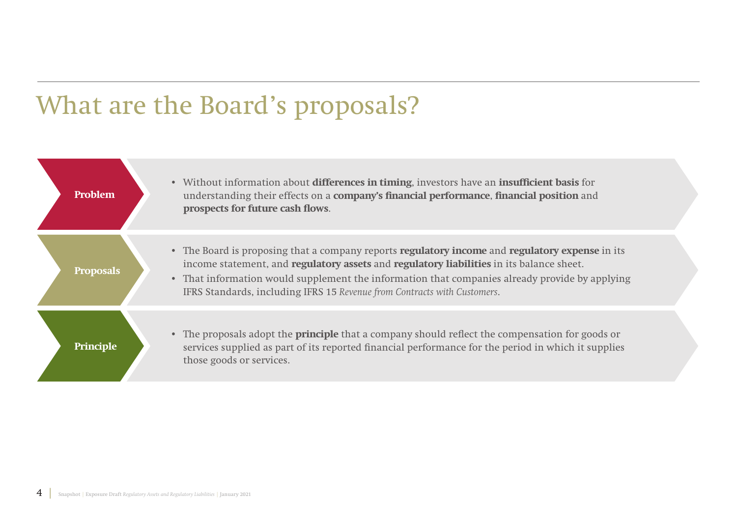# What are the Board's proposals?

**Problem**

- Without information about **differences in timing**, investors have an **insufficient basis** for understanding their effects on a **company's financial performance**, **financial position** and **prospects for future cash flows**.

**Proposals**

- The Board is proposing that a company reports **regulatory income** and **regulatory expense** in its income statement, and **regulatory assets** and **regulatory liabilities** in its balance sheet.
- That information would supplement the information that companies already provide by applying IFRS Standards, including IFRS 15 *Revenue from Contracts with Customers*.

**Principle**

- The proposals adopt the **principle** that a company should reflect the compensation for goods or services supplied as part of its reported financial performance for the period in which it supplies those goods or services.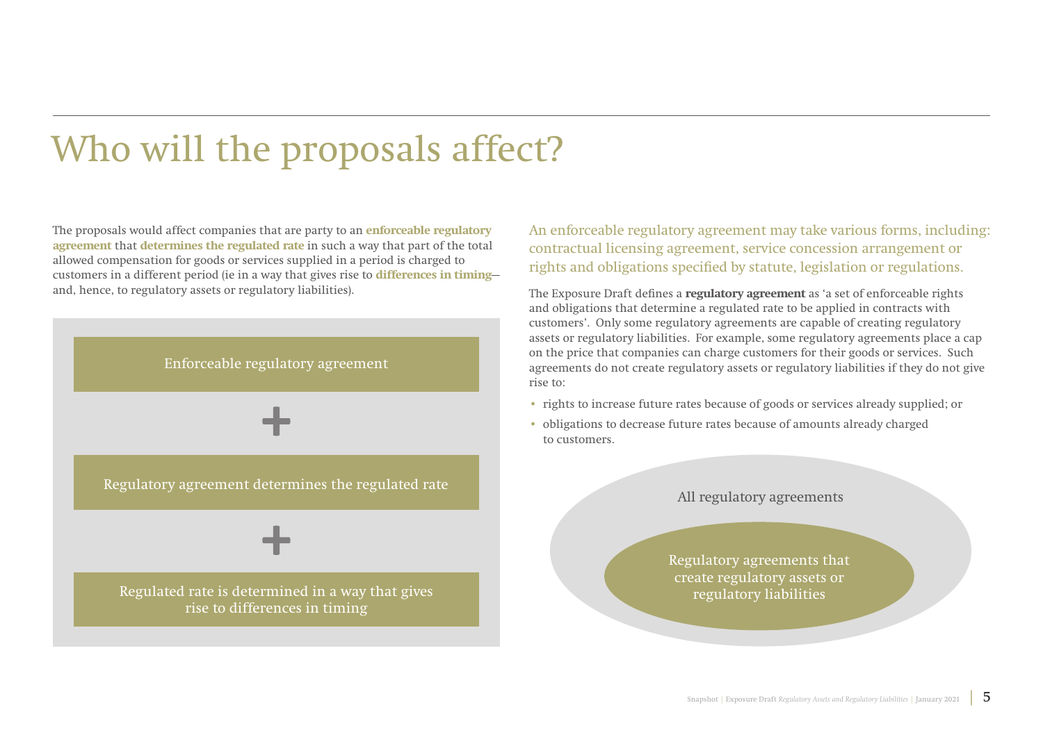# Who will the proposals affect?

The proposals would affect companies that are party to an **enforceable regulatory agreement** that **determines the regulated rate** in such a way that part of the total allowed compensation for goods or services supplied in a period is charged to customers in a different period (ie in a way that gives rise to **differences in timing**—and, hence, to regulatory assets or regulatory liabilities).

Enforceable regulatory agreement

+

Regulatory agreement determines the regulated rate

+

Regulated rate is determined in a way that gives rise to differences in timing

An enforceable regulatory agreement may take various forms, including: contractual licensing agreement, service concession arrangement or rights and obligations specified by statute, legislation or regulations.

The Exposure Draft defines a **regulatory agreement** as 'a set of enforceable rights and obligations that determine a regulated rate to be applied in contracts with customers'. Only some regulatory agreements are capable of creating regulatory assets or regulatory liabilities. For example, some regulatory agreements place a cap on the price that companies can charge customers for their goods or services. Such agreements do not create regulatory assets or regulatory liabilities if they do not give rise to:

- rights to increase future rates because of goods or services already supplied; or
- obligations to decrease future rates because of amounts already charged to customers.

All regulatory agreements

Regulatory agreements that create regulatory assets or regulatory liabilities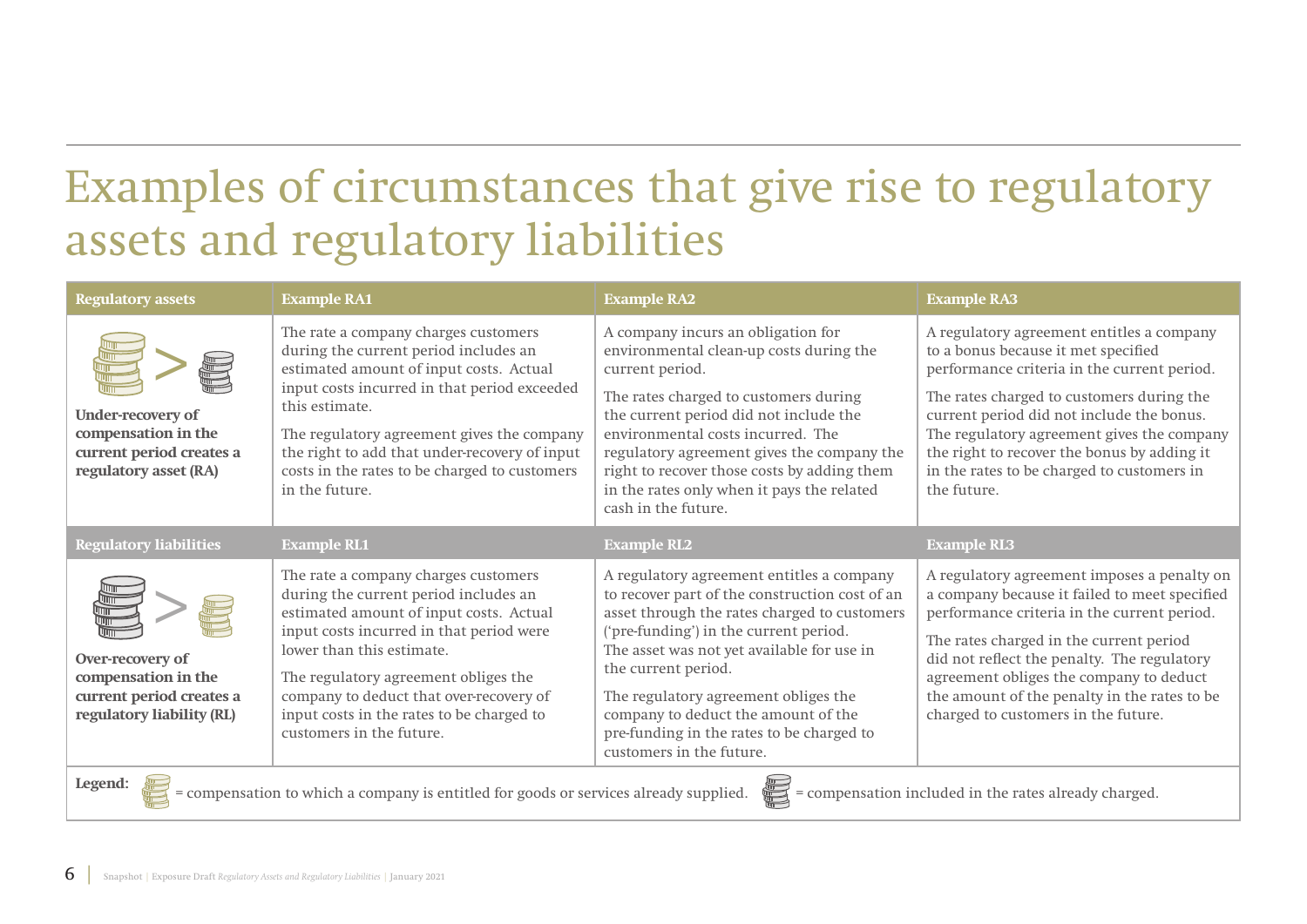# Examples of circumstances that give rise to regulatory assets and regulatory liabilities

| Regulatory assets | Example RA1 | Example RA2 | Example RA3 |
|---|---|---|---|
| **Under-recovery of compensation in the current period creates a regulatory asset (RA)** | The rate a company charges customers during the current period includes an estimated amount of input costs. Actual input costs incurred in that period exceeded this estimate. The regulatory agreement gives the company the right to add that under-recovery of input costs in the rates to be charged to customers in the future. | A company incurs an obligation for environmental clean-up costs during the current period. The rates charged to customers during the current period did not include the environmental costs incurred. The regulatory agreement gives the company the right to recover those costs by adding them in the rates only when it pays the related cash in the future. | A regulatory agreement entitles a company to a bonus because it met specified performance criteria in the current period. The rates charged to customers during the current period did not include the bonus. The regulatory agreement gives the company the right to recover the bonus by adding it in the rates to be charged to customers in the future. |
| **Regulatory liabilities** | **Example RL1** | **Example RL2** | **Example RL3** |
| **Over-recovery of compensation in the current period creates a regulatory liability (RL)** | The rate a company charges customers during the current period includes an estimated amount of input costs. Actual input costs incurred in that period were lower than this estimate. The regulatory agreement obliges the company to deduct that over-recovery of input costs in the rates to be charged to customers in the future. | A regulatory agreement entitles a company to recover part of the construction cost of an asset through the rates charged to customers ('pre-funding') in the current period. The asset was not yet available for use in the current period. The regulatory agreement obliges the company to deduct the amount of the pre-funding in the rates to be charged to customers in the future. | A regulatory agreement imposes a penalty on a company because it failed to meet specified performance criteria in the current period. The rates charged in the current period did not reflect the penalty. The regulatory agreement obliges the company to deduct the amount of the penalty in the rates to be charged to customers in the future. |

**Legend:** [gold coins] = compensation to which a company is entitled for goods or services already supplied. [grey coins] = compensation included in the rates already charged.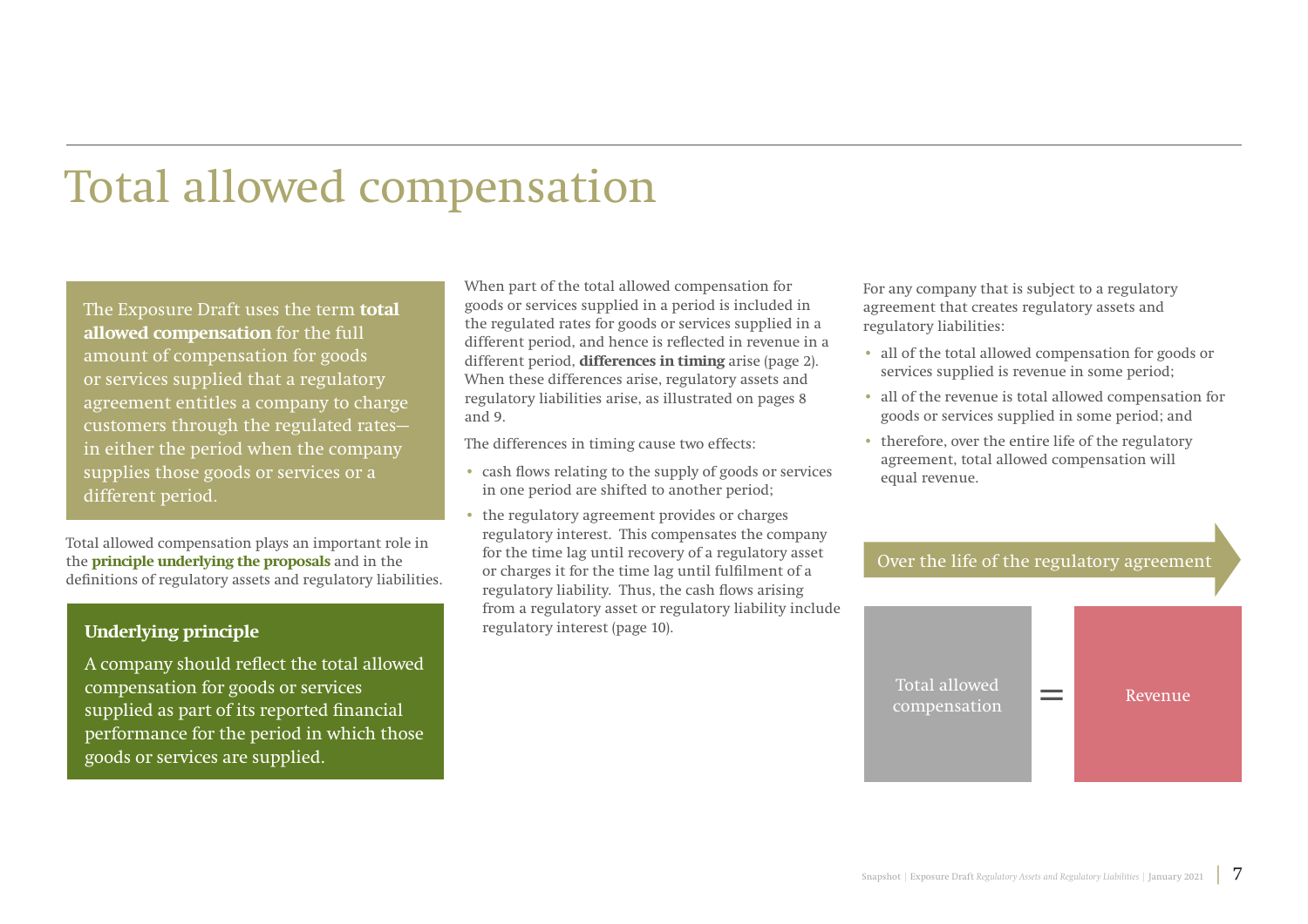# Total allowed compensation

The Exposure Draft uses the term **total allowed compensation** for the full amount of compensation for goods or services supplied that a regulatory agreement entitles a company to charge customers through the regulated rates—in either the period when the company supplies those goods or services or a different period.

Total allowed compensation plays an important role in the **principle underlying the proposals** and in the definitions of regulatory assets and regulatory liabilities.

**Underlying principle**

A company should reflect the total allowed compensation for goods or services supplied as part of its reported financial performance for the period in which those goods or services are supplied.

When part of the total allowed compensation for goods or services supplied in a period is included in the regulated rates for goods or services supplied in a different period, and hence is reflected in revenue in a different period, **differences in timing** arise (page 2). When these differences arise, regulatory assets and regulatory liabilities arise, as illustrated on pages 8 and 9.

The differences in timing cause two effects:

- cash flows relating to the supply of goods or services in one period are shifted to another period;
- the regulatory agreement provides or charges regulatory interest. This compensates the company for the time lag until recovery of a regulatory asset or charges it for the time lag until fulfilment of a regulatory liability. Thus, the cash flows arising from a regulatory asset or regulatory liability include regulatory interest (page 10).

For any company that is subject to a regulatory agreement that creates regulatory assets and regulatory liabilities:

- all of the total allowed compensation for goods or services supplied is revenue in some period;
- all of the revenue is total allowed compensation for goods or services supplied in some period; and
- therefore, over the entire life of the regulatory agreement, total allowed compensation will equal revenue.

Over the life of the regulatory agreement

Total allowed compensation = Revenue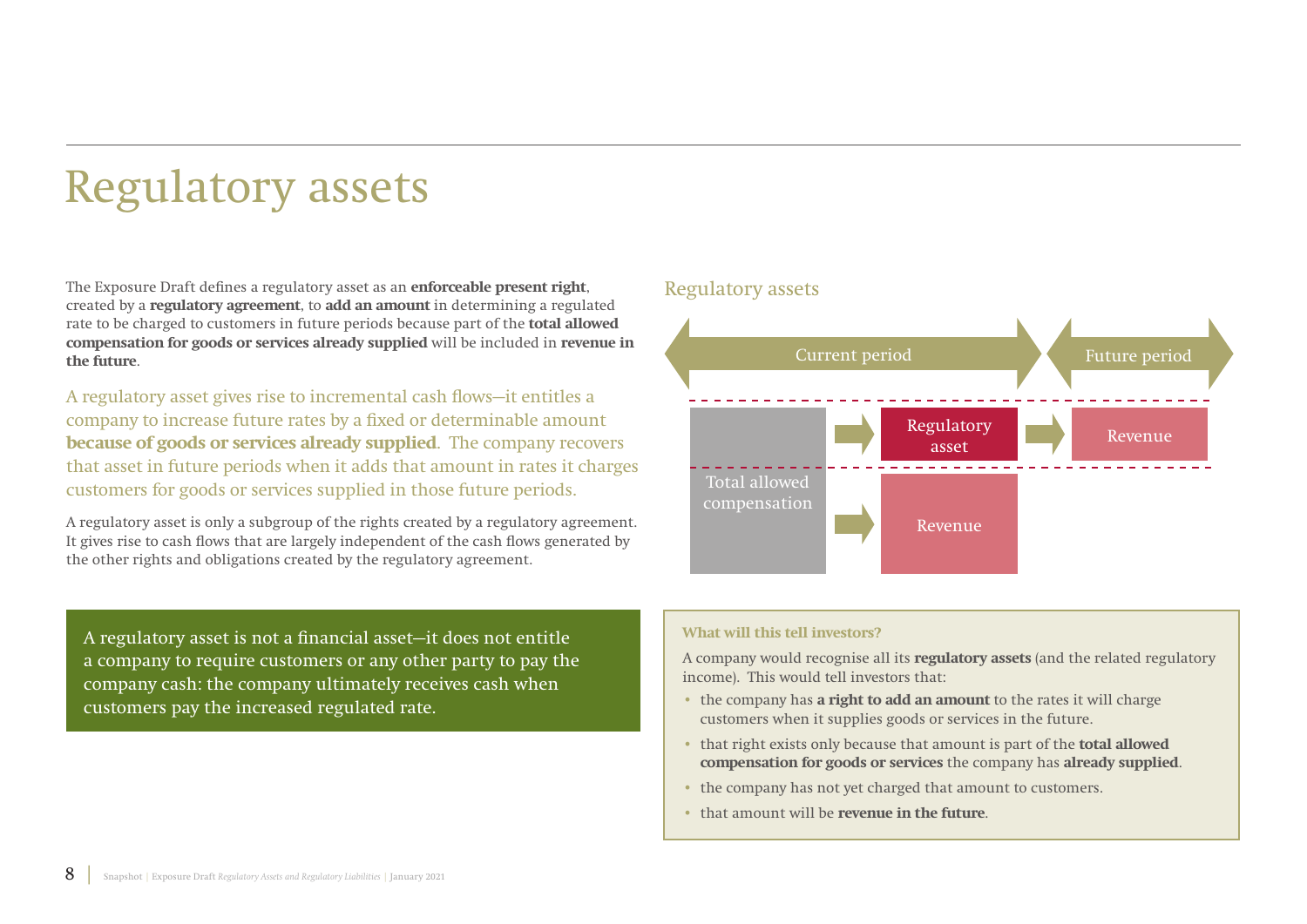# Regulatory assets

The Exposure Draft defines a regulatory asset as an **enforceable present right**, created by a **regulatory agreement**, to **add an amount** in determining a regulated rate to be charged to customers in future periods because part of the **total allowed compensation for goods or services already supplied** will be included in **revenue in the future**.

A regulatory asset gives rise to incremental cash flows—it entitles a company to increase future rates by a fixed or determinable amount **because of goods or services already supplied**. The company recovers that asset in future periods when it adds that amount in rates it charges customers for goods or services supplied in those future periods.

A regulatory asset is only a subgroup of the rights created by a regulatory agreement. It gives rise to cash flows that are largely independent of the cash flows generated by the other rights and obligations created by the regulatory agreement.

A regulatory asset is not a financial asset—it does not entitle a company to require customers or any other party to pay the company cash: the company ultimately receives cash when customers pay the increased regulated rate.

## Regulatory assets

Current period

Future period

Total allowed compensation

Regulatory asset

Revenue

Revenue

**What will this tell investors?**

A company would recognise all its **regulatory assets** (and the related regulatory income). This would tell investors that:

- the company has **a right to add an amount** to the rates it will charge customers when it supplies goods or services in the future.
- that right exists only because that amount is part of the **total allowed compensation for goods or services** the company has **already supplied**.
- the company has not yet charged that amount to customers.
- that amount will be **revenue in the future**.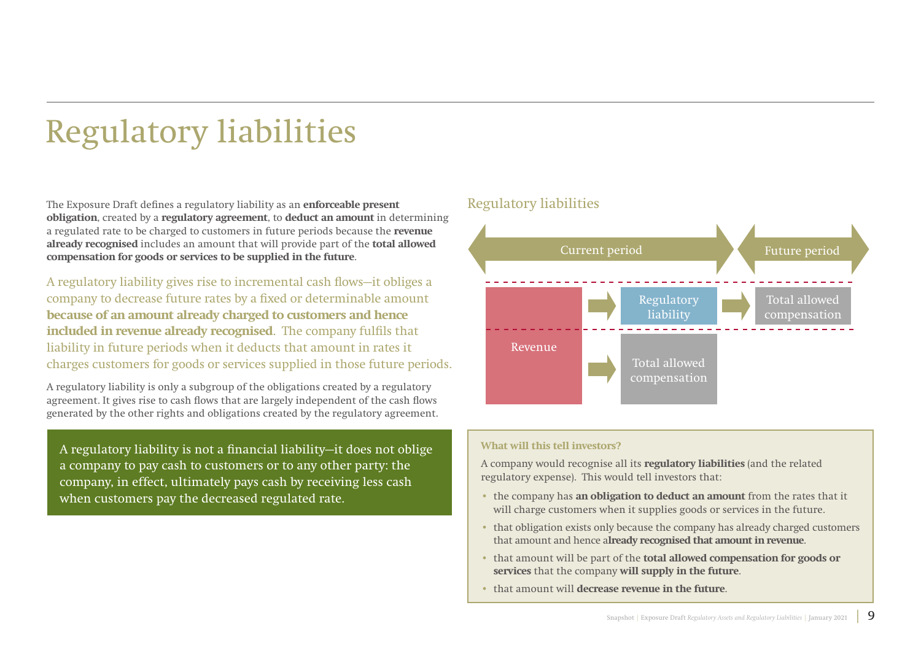# Regulatory liabilities

The Exposure Draft defines a regulatory liability as an **enforceable present obligation**, created by a **regulatory agreement**, to **deduct an amount** in determining a regulated rate to be charged to customers in future periods because the **revenue already recognised** includes an amount that will provide part of the **total allowed compensation for goods or services to be supplied in the future**.

A regulatory liability gives rise to incremental cash flows—it obliges a company to decrease future rates by a fixed or determinable amount **because of an amount already charged to customers and hence included in revenue already recognised**. The company fulfils that liability in future periods when it deducts that amount in rates it charges customers for goods or services supplied in those future periods.

A regulatory liability is only a subgroup of the obligations created by a regulatory agreement. It gives rise to cash flows that are largely independent of the cash flows generated by the other rights and obligations created by the regulatory agreement.

A regulatory liability is not a financial liability—it does not oblige a company to pay cash to customers or to any other party: the company, in effect, ultimately pays cash by receiving less cash when customers pay the decreased regulated rate.

## Regulatory liabilities

Current period

Future period

Revenue

Regulatory liability

Total allowed compensation

Total allowed compensation

**What will this tell investors?**

A company would recognise all its **regulatory liabilities** (and the related regulatory expense). This would tell investors that:

- the company has **an obligation to deduct an amount** from the rates that it will charge customers when it supplies goods or services in the future.
- that obligation exists only because the company has already charged customers that amount and hence **already recognised that amount in revenue**.
- that amount will be part of the **total allowed compensation for goods or services** that the company **will supply in the future**.
- that amount will **decrease revenue in the future**.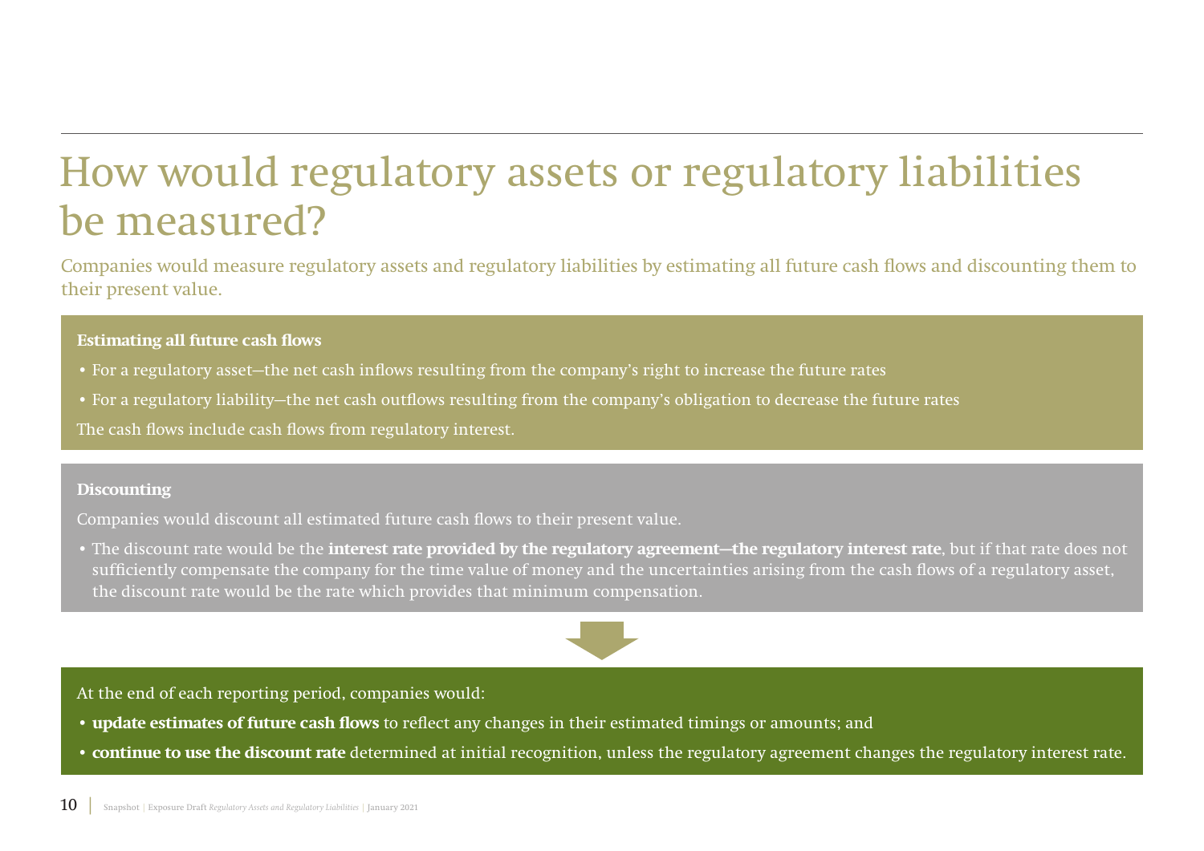# How would regulatory assets or regulatory liabilities be measured?

Companies would measure regulatory assets and regulatory liabilities by estimating all future cash flows and discounting them to their present value.

**Estimating all future cash flows**

- For a regulatory asset—the net cash inflows resulting from the company's right to increase the future rates
- For a regulatory liability—the net cash outflows resulting from the company's obligation to decrease the future rates

The cash flows include cash flows from regulatory interest.

**Discounting**

Companies would discount all estimated future cash flows to their present value.

- The discount rate would be the **interest rate provided by the regulatory agreement—the regulatory interest rate**, but if that rate does not sufficiently compensate the company for the time value of money and the uncertainties arising from the cash flows of a regulatory asset, the discount rate would be the rate which provides that minimum compensation.

At the end of each reporting period, companies would:

- **update estimates of future cash flows** to reflect any changes in their estimated timings or amounts; and
- **continue to use the discount rate** determined at initial recognition, unless the regulatory agreement changes the regulatory interest rate.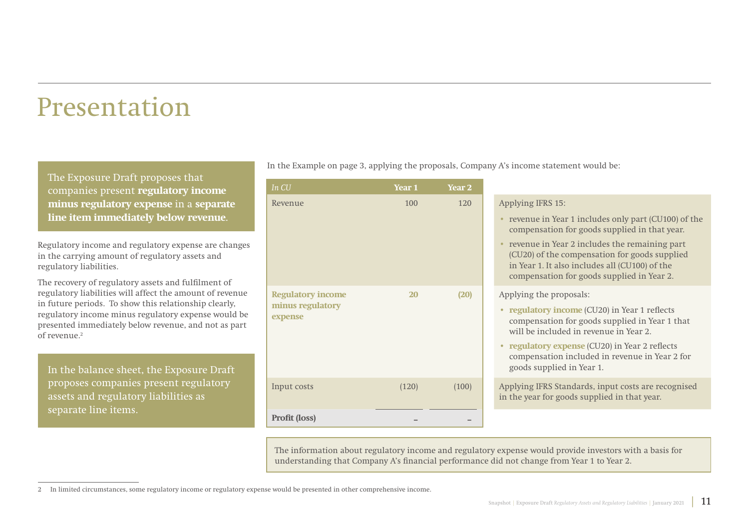# Presentation

**The Exposure Draft proposes that companies present regulatory income minus regulatory expense in a separate line item immediately below revenue.**

Regulatory income and regulatory expense are changes in the carrying amount of regulatory assets and regulatory liabilities.

The recovery of regulatory assets and fulfilment of regulatory liabilities will affect the amount of revenue in future periods. To show this relationship clearly, regulatory income minus regulatory expense would be presented immediately below revenue, and not as part of revenue.[2]

In the balance sheet, the Exposure Draft proposes companies present regulatory assets and regulatory liabilities as separate line items.

In the Example on page 3, applying the proposals, Company A's income statement would be:

| *In CU* | **Year 1** | **Year 2** | |
|---|---|---|---|
| Revenue | 100 | 120 | Applying IFRS 15:<br>• revenue in Year 1 includes only part (CU100) of the compensation for goods supplied in that year.<br>• revenue in Year 2 includes the remaining part (CU20) of the compensation for goods supplied in Year 1. It also includes all (CU100) of the compensation for goods supplied in Year 2. |
| **Regulatory income minus regulatory expense** | **20** | **(20)** | Applying the proposals:<br>• **regulatory income** (CU20) in Year 1 reflects compensation for goods supplied in Year 1 that will be included in revenue in Year 2.<br>• **regulatory expense** (CU20) in Year 2 reflects compensation included in revenue in Year 2 for goods supplied in Year 1. |
| Input costs | (120) | (100) | Applying IFRS Standards, input costs are recognised in the year for goods supplied in that year. |
| **Profit (loss)** | – | – | |

The information about regulatory income and regulatory expense would provide investors with a basis for understanding that Company A's financial performance did not change from Year 1 to Year 2.

---

2 In limited circumstances, some regulatory income or regulatory expense would be presented in other comprehensive income.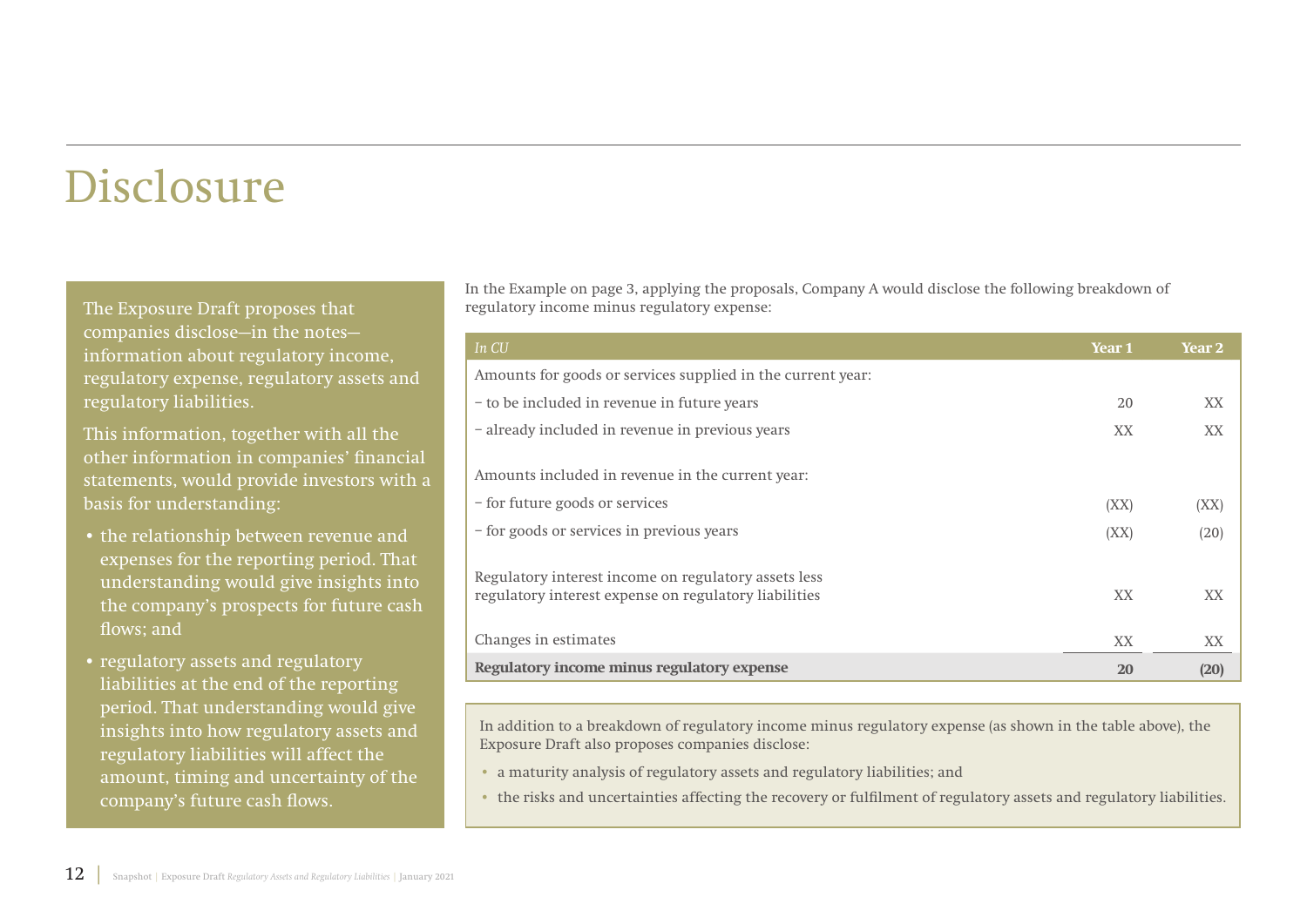# Disclosure

The Exposure Draft proposes that companies disclose—in the notes—information about regulatory income, regulatory expense, regulatory assets and regulatory liabilities.

This information, together with all the other information in companies' financial statements, would provide investors with a basis for understanding:

- the relationship between revenue and expenses for the reporting period. That understanding would give insights into the company's prospects for future cash flows; and
- regulatory assets and regulatory liabilities at the end of the reporting period. That understanding would give insights into how regulatory assets and regulatory liabilities will affect the amount, timing and uncertainty of the company's future cash flows.

In the Example on page 3, applying the proposals, Company A would disclose the following breakdown of regulatory income minus regulatory expense:

| *In CU* | **Year 1** | **Year 2** |
|---|---|---|
| Amounts for goods or services supplied in the current year: | | |
| – to be included in revenue in future years | 20 | XX |
| – already included in revenue in previous years | XX | XX |
| Amounts included in revenue in the current year: | | |
| – for future goods or services | (XX) | (XX) |
| – for goods or services in previous years | (XX) | (20) |
| Regulatory interest income on regulatory assets less regulatory interest expense on regulatory liabilities | XX | XX |
| Changes in estimates | XX | XX |
| **Regulatory income minus regulatory expense** | **20** | **(20)** |

In addition to a breakdown of regulatory income minus regulatory expense (as shown in the table above), the Exposure Draft also proposes companies disclose:

- a maturity analysis of regulatory assets and regulatory liabilities; and
- the risks and uncertainties affecting the recovery or fulfilment of regulatory assets and regulatory liabilities.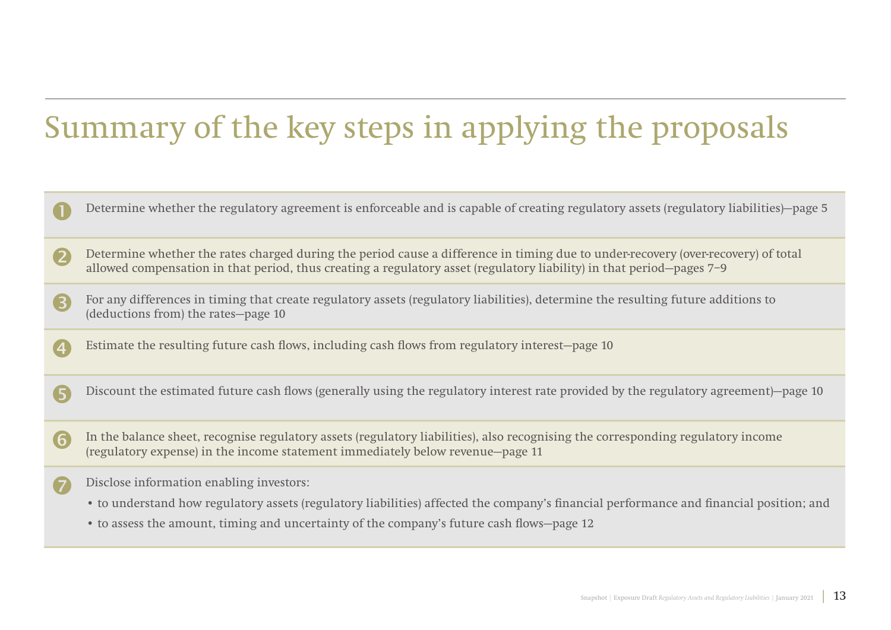# Summary of the key steps in applying the proposals

1. Determine whether the regulatory agreement is enforceable and is capable of creating regulatory assets (regulatory liabilities)—page 5

2. Determine whether the rates charged during the period cause a difference in timing due to under-recovery (over-recovery) of total allowed compensation in that period, thus creating a regulatory asset (regulatory liability) in that period—pages 7–9

3. For any differences in timing that create regulatory assets (regulatory liabilities), determine the resulting future additions to (deductions from) the rates—page 10

4. Estimate the resulting future cash flows, including cash flows from regulatory interest—page 10

5. Discount the estimated future cash flows (generally using the regulatory interest rate provided by the regulatory agreement)—page 10

6. In the balance sheet, recognise regulatory assets (regulatory liabilities), also recognising the corresponding regulatory income (regulatory expense) in the income statement immediately below revenue—page 11

7. Disclose information enabling investors:
   - to understand how regulatory assets (regulatory liabilities) affected the company's financial performance and financial position; and
   - to assess the amount, timing and uncertainty of the company's future cash flows—page 12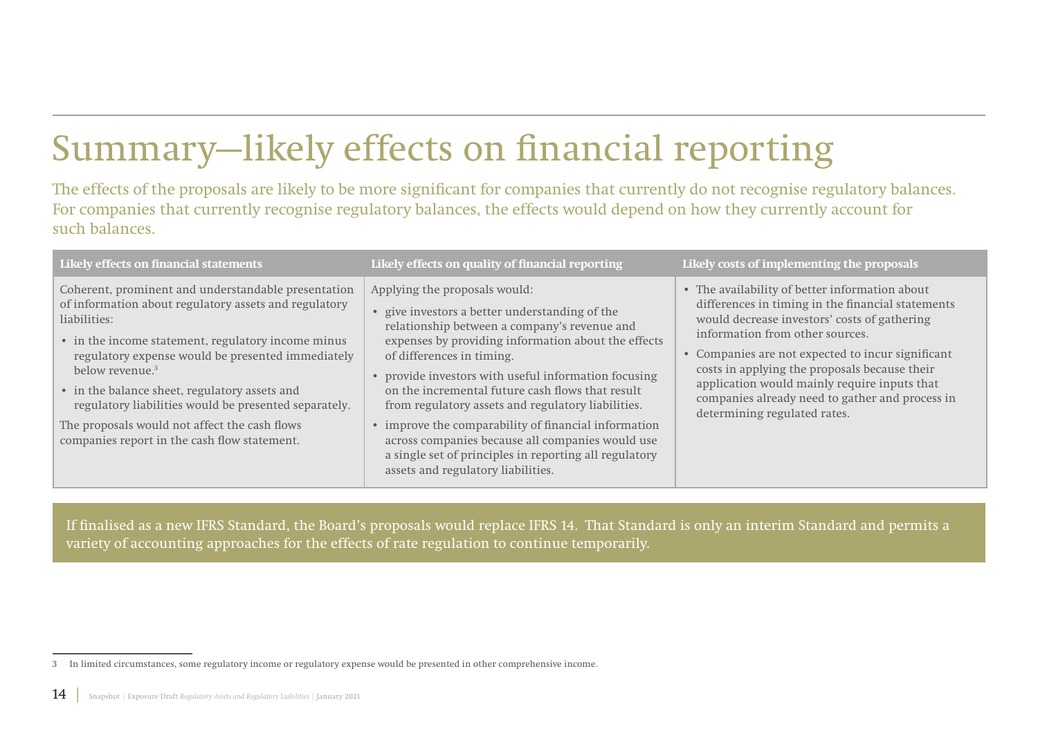# Summary—likely effects on financial reporting

The effects of the proposals are likely to be more significant for companies that currently do not recognise regulatory balances. For companies that currently recognise regulatory balances, the effects would depend on how they currently account for such balances.

| Likely effects on financial statements | Likely effects on quality of financial reporting | Likely costs of implementing the proposals |
|---|---|---|
| Coherent, prominent and understandable presentation of information about regulatory assets and regulatory liabilities:<br>• in the income statement, regulatory income minus regulatory expense would be presented immediately below revenue.[3]<br>• in the balance sheet, regulatory assets and regulatory liabilities would be presented separately.<br>The proposals would not affect the cash flows companies report in the cash flow statement. | Applying the proposals would:<br>• give investors a better understanding of the relationship between a company's revenue and expenses by providing information about the effects of differences in timing.<br>• provide investors with useful information focusing on the incremental future cash flows that result from regulatory assets and regulatory liabilities.<br>• improve the comparability of financial information across companies because all companies would use a single set of principles in reporting all regulatory assets and regulatory liabilities. | • The availability of better information about differences in timing in the financial statements would decrease investors' costs of gathering information from other sources.<br>• Companies are not expected to incur significant costs in applying the proposals because their application would mainly require inputs that companies already need to gather and process in determining regulated rates. |

If finalised as a new IFRS Standard, the Board's proposals would replace IFRS 14. That Standard is only an interim Standard and permits a variety of accounting approaches for the effects of rate regulation to continue temporarily.

3 In limited circumstances, some regulatory income or regulatory expense would be presented in other comprehensive income.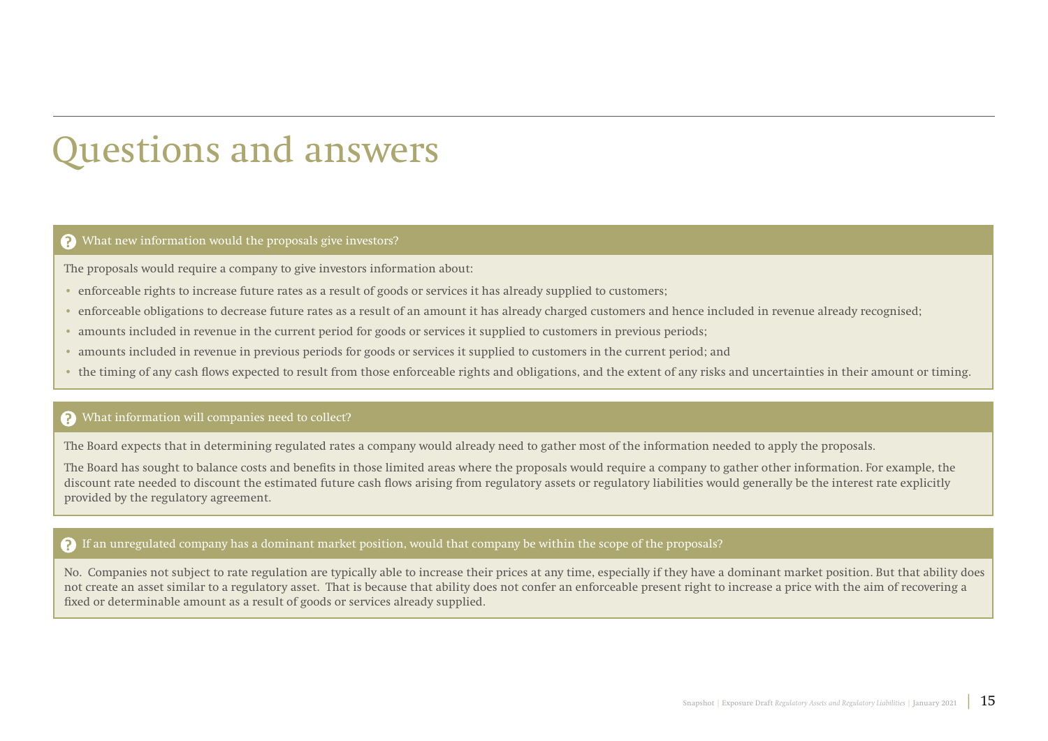# Questions and answers

### What new information would the proposals give investors?

The proposals would require a company to give investors information about:

- enforceable rights to increase future rates as a result of goods or services it has already supplied to customers;
- enforceable obligations to decrease future rates as a result of an amount it has already charged customers and hence included in revenue already recognised;
- amounts included in revenue in the current period for goods or services it supplied to customers in previous periods;
- amounts included in revenue in previous periods for goods or services it supplied to customers in the current period; and
- the timing of any cash flows expected to result from those enforceable rights and obligations, and the extent of any risks and uncertainties in their amount or timing.

### What information will companies need to collect?

The Board expects that in determining regulated rates a company would already need to gather most of the information needed to apply the proposals.

The Board has sought to balance costs and benefits in those limited areas where the proposals would require a company to gather other information. For example, the discount rate needed to discount the estimated future cash flows arising from regulatory assets or regulatory liabilities would generally be the interest rate explicitly provided by the regulatory agreement.

### If an unregulated company has a dominant market position, would that company be within the scope of the proposals?

No. Companies not subject to rate regulation are typically able to increase their prices at any time, especially if they have a dominant market position. But that ability does not create an asset similar to a regulatory asset. That is because that ability does not confer an enforceable present right to increase a price with the aim of recovering a fixed or determinable amount as a result of goods or services already supplied.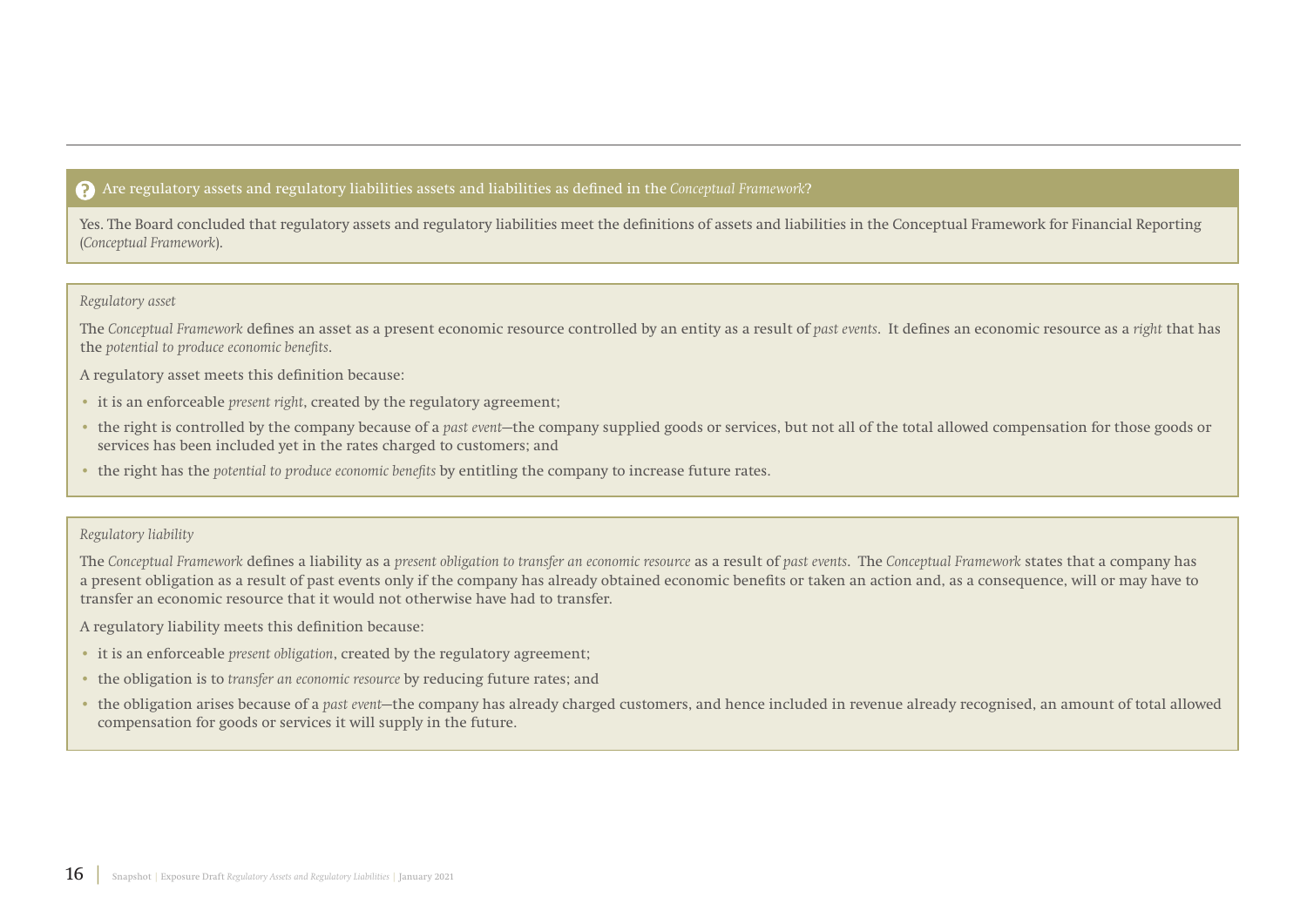## Are regulatory assets and regulatory liabilities assets and liabilities as defined in the *Conceptual Framework*?

Yes. The Board concluded that regulatory assets and regulatory liabilities meet the definitions of assets and liabilities in the Conceptual Framework for Financial Reporting (*Conceptual Framework*).

*Regulatory asset*

The *Conceptual Framework* defines an asset as a present economic resource controlled by an entity as a result of *past events*. It defines an economic resource as a *right* that has the *potential to produce economic benefits*.

A regulatory asset meets this definition because:

- it is an enforceable *present right*, created by the regulatory agreement;
- the right is controlled by the company because of a *past event*—the company supplied goods or services, but not all of the total allowed compensation for those goods or services has been included yet in the rates charged to customers; and
- the right has the *potential to produce economic benefits* by entitling the company to increase future rates.

*Regulatory liability*

The *Conceptual Framework* defines a liability as a *present obligation to transfer an economic resource* as a result of *past events*. The *Conceptual Framework* states that a company has a present obligation as a result of past events only if the company has already obtained economic benefits or taken an action and, as a consequence, will or may have to transfer an economic resource that it would not otherwise have had to transfer.

A regulatory liability meets this definition because:

- it is an enforceable *present obligation*, created by the regulatory agreement;
- the obligation is to *transfer an economic resource* by reducing future rates; and
- the obligation arises because of a *past event*—the company has already charged customers, and hence included in revenue already recognised, an amount of total allowed compensation for goods or services it will supply in the future.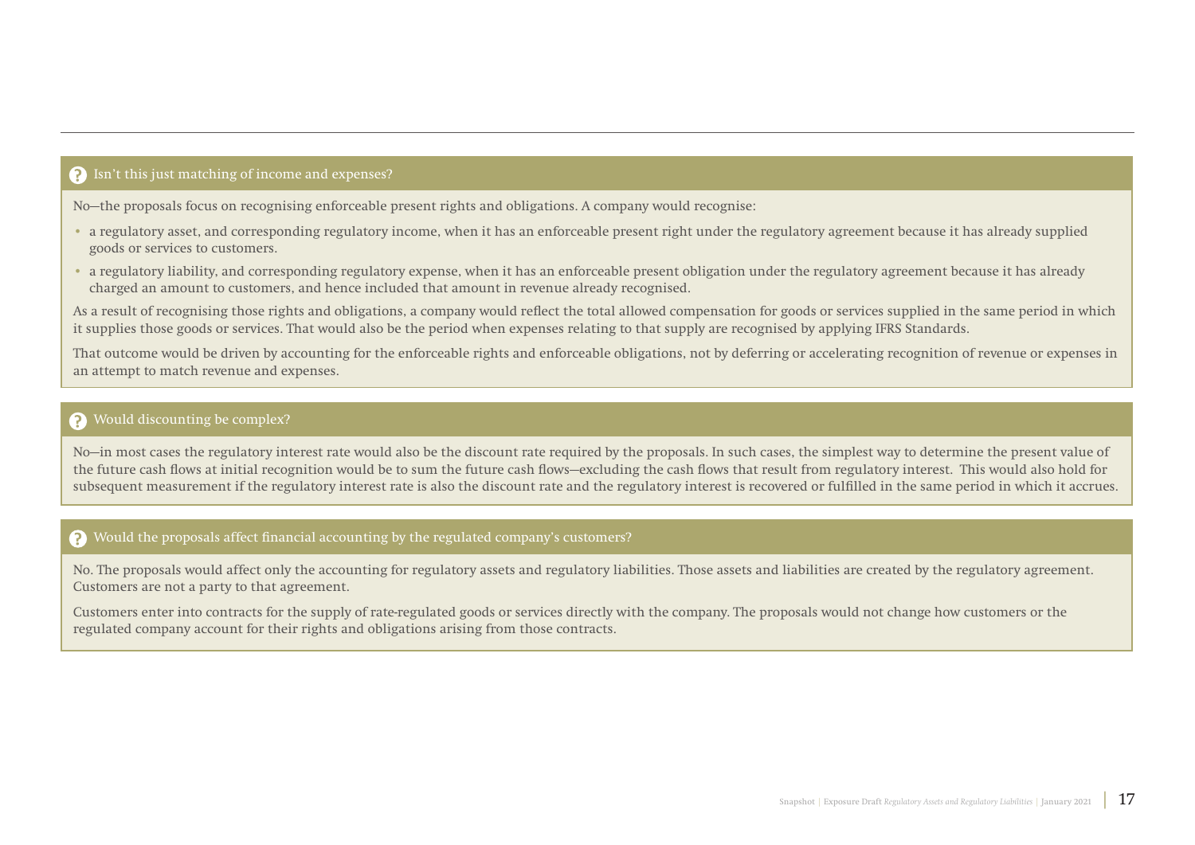### Isn't this just matching of income and expenses?

No—the proposals focus on recognising enforceable present rights and obligations. A company would recognise:

- a regulatory asset, and corresponding regulatory income, when it has an enforceable present right under the regulatory agreement because it has already supplied goods or services to customers.
- a regulatory liability, and corresponding regulatory expense, when it has an enforceable present obligation under the regulatory agreement because it has already charged an amount to customers, and hence included that amount in revenue already recognised.

As a result of recognising those rights and obligations, a company would reflect the total allowed compensation for goods or services supplied in the same period in which it supplies those goods or services. That would also be the period when expenses relating to that supply are recognised by applying IFRS Standards.

That outcome would be driven by accounting for the enforceable rights and enforceable obligations, not by deferring or accelerating recognition of revenue or expenses in an attempt to match revenue and expenses.

### Would discounting be complex?

No—in most cases the regulatory interest rate would also be the discount rate required by the proposals. In such cases, the simplest way to determine the present value of the future cash flows at initial recognition would be to sum the future cash flows—excluding the cash flows that result from regulatory interest. This would also hold for subsequent measurement if the regulatory interest rate is also the discount rate and the regulatory interest is recovered or fulfilled in the same period in which it accrues.

### Would the proposals affect financial accounting by the regulated company's customers?

No. The proposals would affect only the accounting for regulatory assets and regulatory liabilities. Those assets and liabilities are created by the regulatory agreement. Customers are not a party to that agreement.

Customers enter into contracts for the supply of rate-regulated goods or services directly with the company. The proposals would not change how customers or the regulated company account for their rights and obligations arising from those contracts.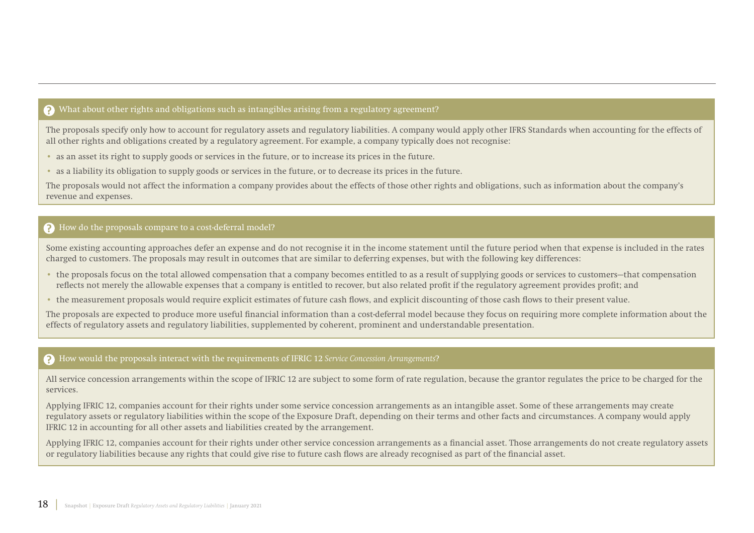### What about other rights and obligations such as intangibles arising from a regulatory agreement?

The proposals specify only how to account for regulatory assets and regulatory liabilities. A company would apply other IFRS Standards when accounting for the effects of all other rights and obligations created by a regulatory agreement. For example, a company typically does not recognise:

- as an asset its right to supply goods or services in the future, or to increase its prices in the future.
- as a liability its obligation to supply goods or services in the future, or to decrease its prices in the future.

The proposals would not affect the information a company provides about the effects of those other rights and obligations, such as information about the company's revenue and expenses.

### How do the proposals compare to a cost-deferral model?

Some existing accounting approaches defer an expense and do not recognise it in the income statement until the future period when that expense is included in the rates charged to customers. The proposals may result in outcomes that are similar to deferring expenses, but with the following key differences:

- the proposals focus on the total allowed compensation that a company becomes entitled to as a result of supplying goods or services to customers—that compensation reflects not merely the allowable expenses that a company is entitled to recover, but also related profit if the regulatory agreement provides profit; and
- the measurement proposals would require explicit estimates of future cash flows, and explicit discounting of those cash flows to their present value.

The proposals are expected to produce more useful financial information than a cost-deferral model because they focus on requiring more complete information about the effects of regulatory assets and regulatory liabilities, supplemented by coherent, prominent and understandable presentation.

### How would the proposals interact with the requirements of IFRIC 12 *Service Concession Arrangements*?

All service concession arrangements within the scope of IFRIC 12 are subject to some form of rate regulation, because the grantor regulates the price to be charged for the services.

Applying IFRIC 12, companies account for their rights under some service concession arrangements as an intangible asset. Some of these arrangements may create regulatory assets or regulatory liabilities within the scope of the Exposure Draft, depending on their terms and other facts and circumstances. A company would apply IFRIC 12 in accounting for all other assets and liabilities created by the arrangement.

Applying IFRIC 12, companies account for their rights under other service concession arrangements as a financial asset. Those arrangements do not create regulatory assets or regulatory liabilities because any rights that could give rise to future cash flows are already recognised as part of the financial asset.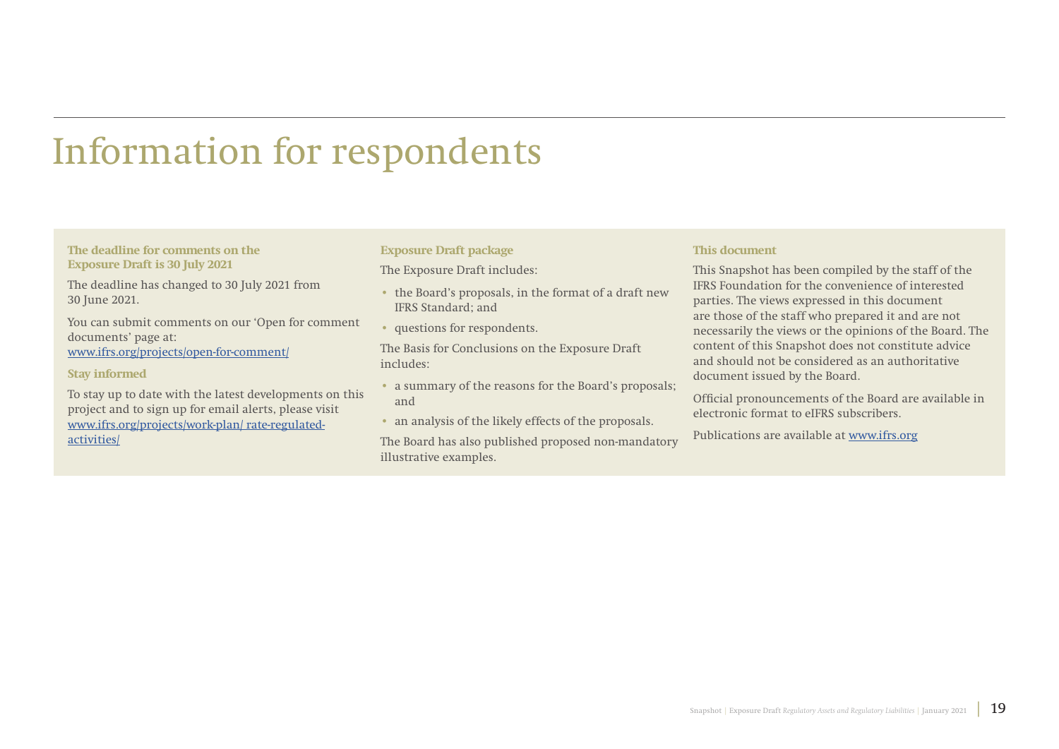# Information for respondents

### The deadline for comments on the Exposure Draft is 30 July 2021

The deadline has changed to 30 July 2021 from 30 June 2021.

You can submit comments on our 'Open for comment documents' page at: www.ifrs.org/projects/open-for-comment/

### Stay informed

To stay up to date with the latest developments on this project and to sign up for email alerts, please visit www.ifrs.org/projects/work-plan/ rate-regulated-activities/

### Exposure Draft package

The Exposure Draft includes:

- the Board's proposals, in the format of a draft new IFRS Standard; and
- questions for respondents.

The Basis for Conclusions on the Exposure Draft includes:

- a summary of the reasons for the Board's proposals; and
- an analysis of the likely effects of the proposals.

The Board has also published proposed non-mandatory illustrative examples.

### This document

This Snapshot has been compiled by the staff of the IFRS Foundation for the convenience of interested parties. The views expressed in this document are those of the staff who prepared it and are not necessarily the views or the opinions of the Board. The content of this Snapshot does not constitute advice and should not be considered as an authoritative document issued by the Board.

Official pronouncements of the Board are available in electronic format to eIFRS subscribers.

Publications are available at www.ifrs.org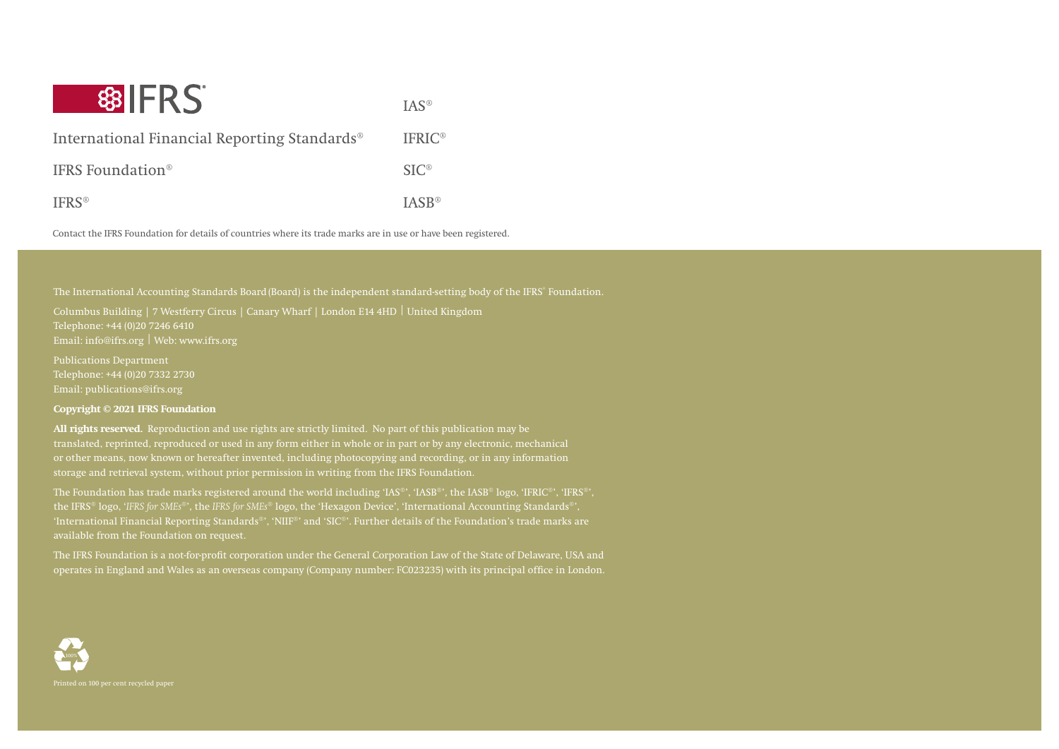IFRS

International Financial Reporting Standards®

IFRS Foundation®

IFRS®

IAS®

IFRIC®

SIC®

IASB®

Contact the IFRS Foundation for details of countries where its trade marks are in use or have been registered.

The International Accounting Standards Board (Board) is the independent standard-setting body of the IFRS® Foundation.

Columbus Building | 7 Westferry Circus | Canary Wharf | London E14 4HD | United Kingdom
Telephone: +44 (0)20 7246 6410
Email: info@ifrs.org | Web: www.ifrs.org

Publications Department
Telephone: +44 (0)20 7332 2730
Email: publications@ifrs.org

**Copyright © 2021 IFRS Foundation**

**All rights reserved.** Reproduction and use rights are strictly limited. No part of this publication may be translated, reprinted, reproduced or used in any form either in whole or in part or by any electronic, mechanical or other means, now known or hereafter invented, including photocopying and recording, or in any information storage and retrieval system, without prior permission in writing from the IFRS Foundation.

The Foundation has trade marks registered around the world including 'IAS®', 'IASB®', the IASB® logo, 'IFRIC®', 'IFRS®', the IFRS® logo, '*IFRS for SMEs*®', the *IFRS for SMEs*® logo, the 'Hexagon Device', 'International Accounting Standards®', 'International Financial Reporting Standards®', 'NIIF®' and 'SIC®'. Further details of the Foundation's trade marks are available from the Foundation on request.

The IFRS Foundation is a not-for-profit corporation under the General Corporation Law of the State of Delaware, USA and operates in England and Wales as an overseas company (Company number: FC023235) with its principal office in London.

Printed on 100 per cent recycled paper